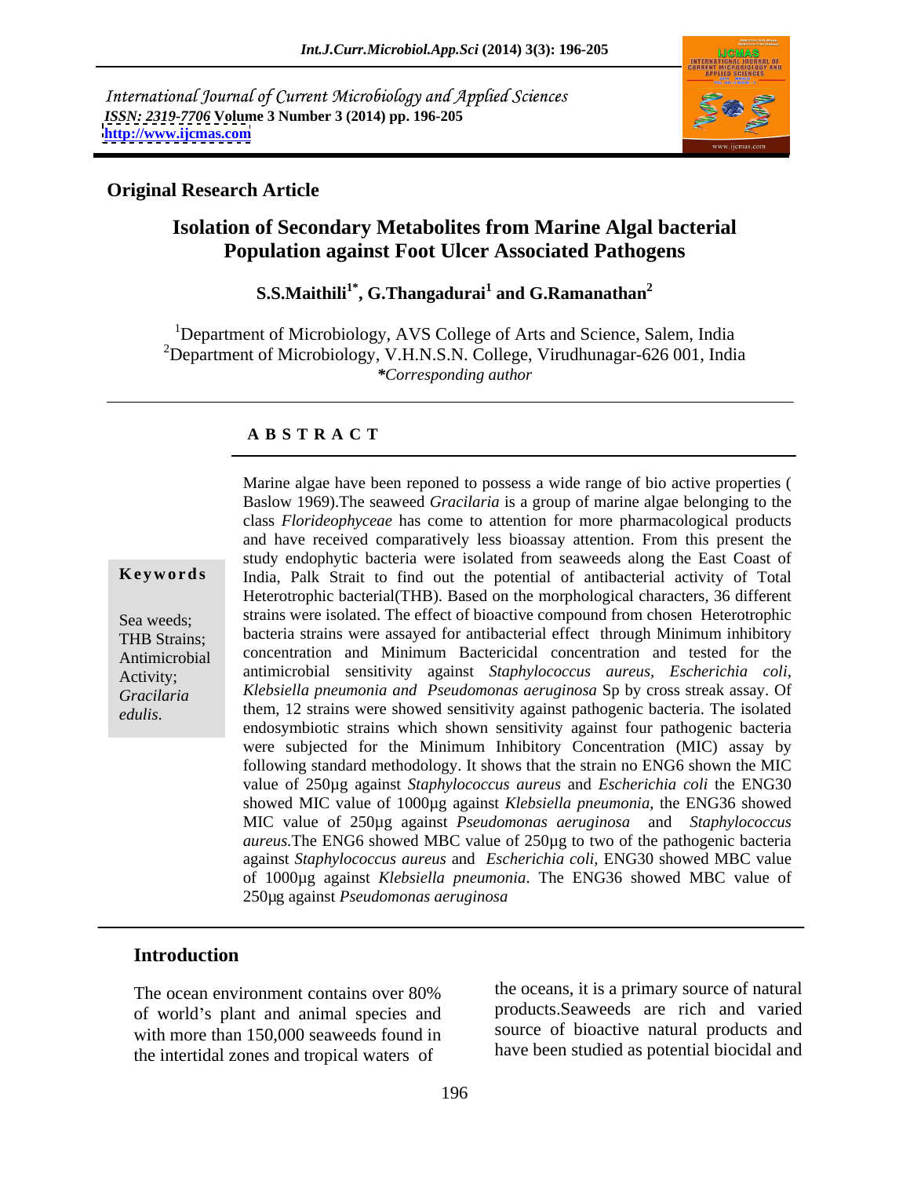International Journal of Current Microbiology and Applied Sciences
*ISSN: 2319-7706* **Volume 3 Number 3 (2014) pp. 196-205**
**http://www.ijcmas.com**

**Original Research Article**

# Isolation of Secondary Metabolites from Marine Algal bacterial Population against Foot Ulcer Associated Pathogens

**S.S.Maithili[1*], G.Thangadurai[1] and G.Ramanathan[2]**

[1]Department of Microbiology, AVS College of Arts and Science, Salem, India
[2]Department of Microbiology, V.H.N.S.N. College, Virudhunagar-626 001, India
*\*Corresponding author*

## A B S T R A C T

**Keywords**

Sea weeds;
THB Strains;
Antimicrobial Activity;
*Gracilaria edulis*.

Marine algae have been reponed to possess a wide range of bio active properties ( Baslow 1969).The seaweed *Gracilaria* is a group of marine algae belonging to the class *Florideophyceae* has come to attention for more pharmacological products and have received comparatively less bioassay attention. From this present the study endophytic bacteria were isolated from seaweeds along the East Coast of India, Palk Strait to find out the potential of antibacterial activity of Total Heterotrophic bacterial(THB). Based on the morphological characters, 36 different strains were isolated. The effect of bioactive compound from chosen Heterotrophic bacteria strains were assayed for antibacterial effect through Minimum inhibitory concentration and Minimum Bactericidal concentration and tested for the antimicrobial sensitivity against *Staphylococcus aureus*, *Escherichia coli, Klebsiella pneumonia and Pseudomonas aeruginosa* Sp by cross streak assay. Of them, 12 strains were showed sensitivity against pathogenic bacteria. The isolated endosymbiotic strains which shown sensitivity against four pathogenic bacteria were subjected for the Minimum Inhibitory Concentration (MIC) assay by following standard methodology. It shows that the strain no ENG6 shown the MIC value of 250µg against *Staphylococcus aureus* and *Escherichia coli* the ENG30 showed MIC value of 1000µg against *Klebsiella pneumonia,* the ENG36 showed MIC value of 250µg against *Pseudomonas aeruginosa* and *Staphylococcus aureus.*The ENG6 showed MBC value of 250µg to two of the pathogenic bacteria against *Staphylococcus aureus* and *Escherichia coli,* ENG30 showed MBC value of 1000µg against *Klebsiella pneumonia*. The ENG36 showed MBC value of 250µg against *Pseudomonas aeruginosa*

## Introduction

The ocean environment contains over 80% of world's plant and animal species and with more than 150,000 seaweeds found in the intertidal zones and tropical waters of the oceans, it is a primary source of natural products.Seaweeds are rich and varied source of bioactive natural products and have been studied as potential biocidal and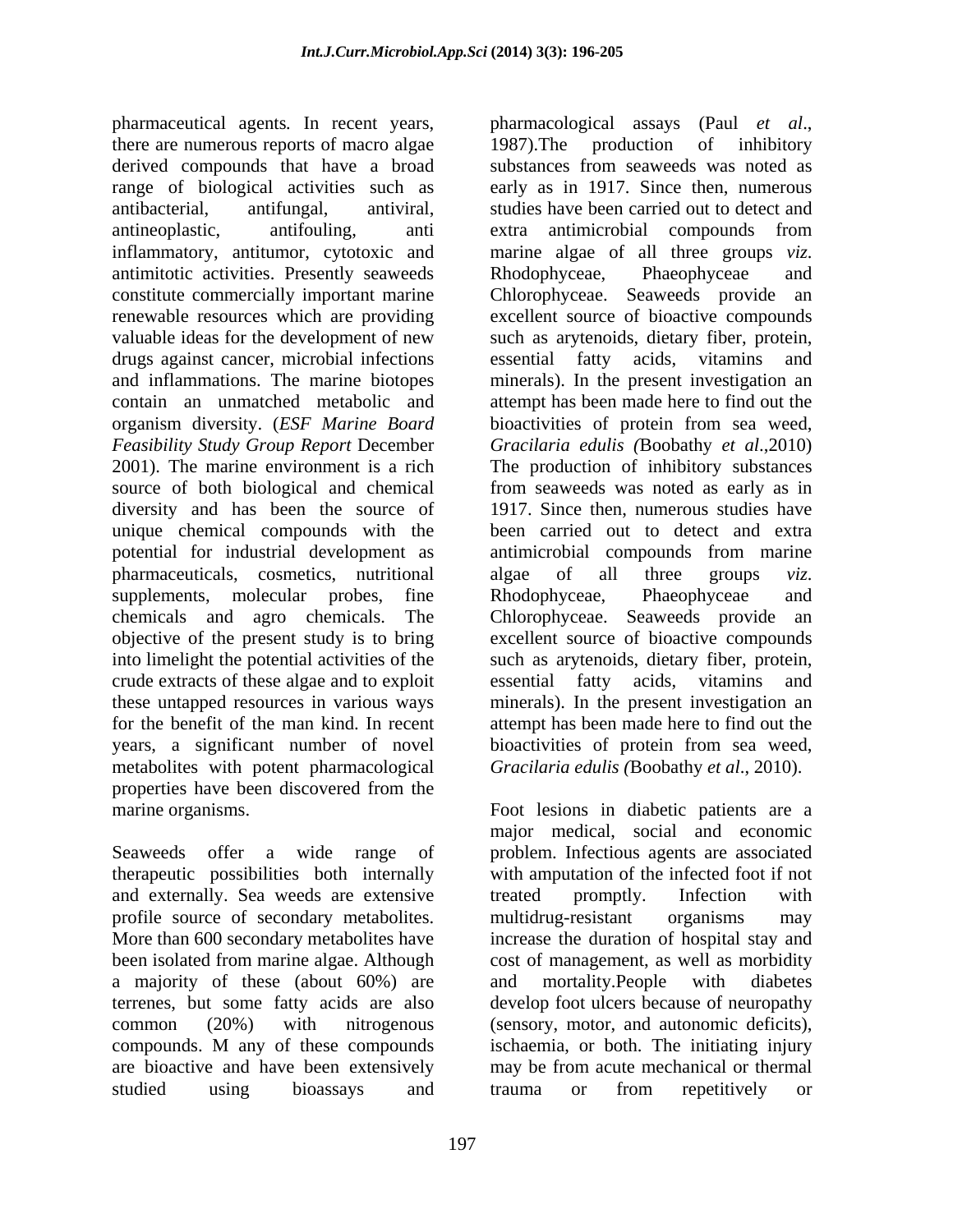pharmaceutical agents. In recent years, there are numerous reports of macro algae derived compounds that have a broad range of biological activities such as antibacterial, antifungal, antiviral, antineoplastic, antifouling, anti inflammatory, antitumor, cytotoxic and antimitotic activities. Presently seaweeds constitute commercially important marine renewable resources which are providing valuable ideas for the development of new drugs against cancer, microbial infections and inflammations. The marine biotopes contain an unmatched metabolic and organism diversity. (*ESF Marine Board Feasibility Study Group Report* December 2001). The marine environment is a rich source of both biological and chemical diversity and has been the source of unique chemical compounds with the potential for industrial development as pharmaceuticals, cosmetics, nutritional supplements, molecular probes, fine chemicals and agro chemicals. The objective of the present study is to bring into limelight the potential activities of the crude extracts of these algae and to exploit these untapped resources in various ways for the benefit of the man kind. In recent years, a significant number of novel metabolites with potent pharmacological properties have been discovered from the marine organisms.

Seaweeds offer a wide range of therapeutic possibilities both internally and externally. Sea weeds are extensive profile source of secondary metabolites. More than 600 secondary metabolites have been isolated from marine algae. Although a majority of these (about 60%) are terrenes, but some fatty acids are also common (20%) with nitrogenous compounds. M any of these compounds are bioactive and have been extensively studied using bioassays and pharmacological assays (Paul *et al*., 1987).The production of inhibitory substances from seaweeds was noted as early as in 1917. Since then, numerous studies have been carried out to detect and extra antimicrobial compounds from marine algae of all three groups *viz.* Rhodophyceae, Phaeophyceae and Chlorophyceae. Seaweeds provide an excellent source of bioactive compounds such as arytenoids, dietary fiber, protein, essential fatty acids, vitamins and minerals). In the present investigation an attempt has been made here to find out the bioactivities of protein from sea weed, *Gracilaria edulis (*Boobathy *et al*.,2010) The production of inhibitory substances from seaweeds was noted as early as in 1917. Since then, numerous studies have been carried out to detect and extra antimicrobial compounds from marine algae of all three groups *viz.* Rhodophyceae, Phaeophyceae and Chlorophyceae. Seaweeds provide an excellent source of bioactive compounds such as arytenoids, dietary fiber, protein, essential fatty acids, vitamins and minerals). In the present investigation an attempt has been made here to find out the bioactivities of protein from sea weed, *Gracilaria edulis (*Boobathy *et al*., 2010).

Foot lesions in diabetic patients are a major medical, social and economic problem. Infectious agents are associated with amputation of the infected foot if not treated promptly. Infection with multidrug-resistant organisms may increase the duration of hospital stay and cost of management, as well as morbidity and mortality.People with diabetes develop foot ulcers because of neuropathy (sensory, motor, and autonomic deficits), ischaemia, or both. The initiating injury may be from acute mechanical or thermal trauma or from repetitively or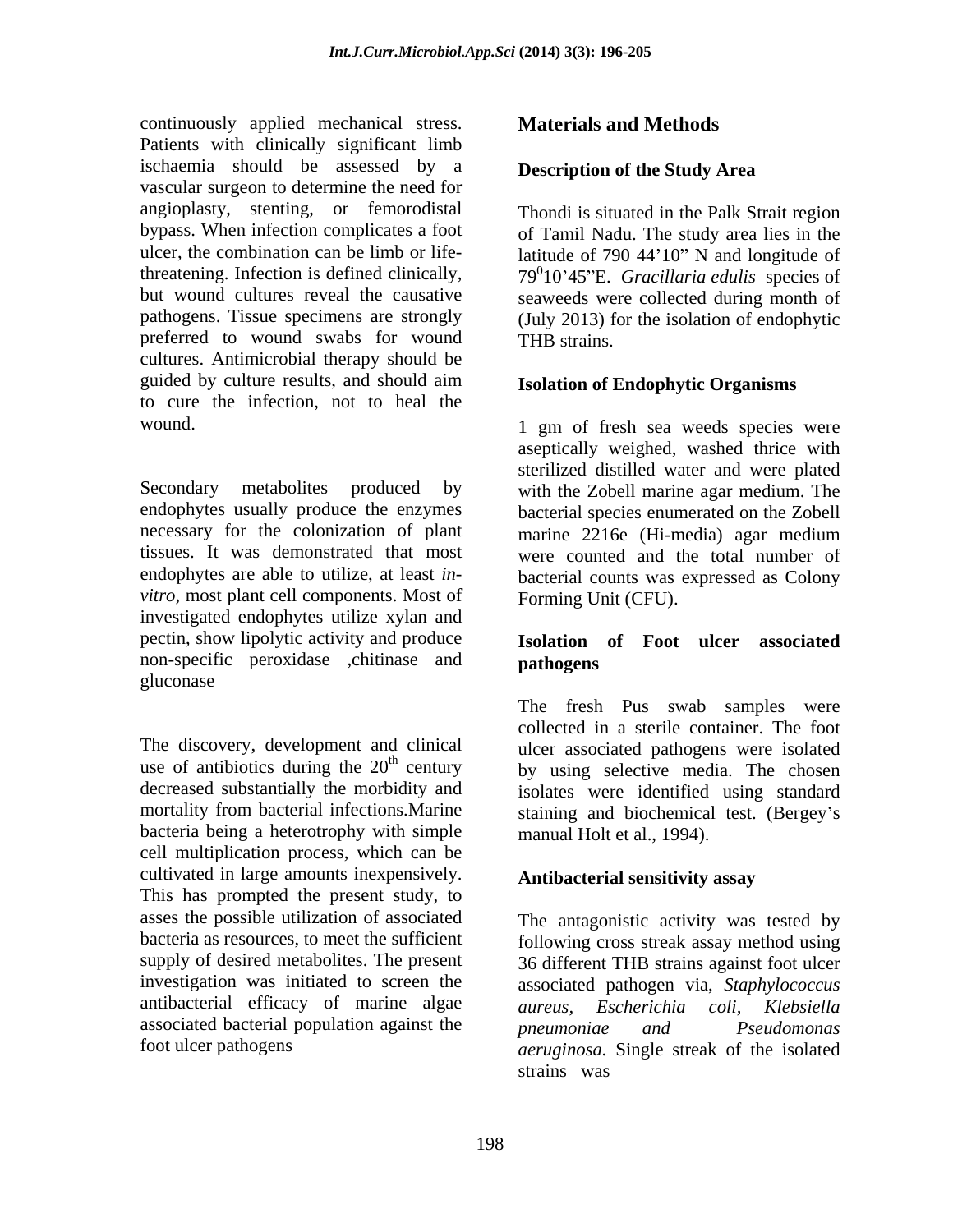continuously applied mechanical stress. Patients with clinically significant limb ischaemia should be assessed by a vascular surgeon to determine the need for angioplasty, stenting, or femorodistal bypass. When infection complicates a foot ulcer, the combination can be limb or life-threatening. Infection is defined clinically, but wound cultures reveal the causative pathogens. Tissue specimens are strongly preferred to wound swabs for wound cultures. Antimicrobial therapy should be guided by culture results, and should aim to cure the infection, not to heal the wound.

Secondary metabolites produced by endophytes usually produce the enzymes necessary for the colonization of plant tissues. It was demonstrated that most endophytes are able to utilize, at least *in-vitro*, most plant cell components. Most of investigated endophytes utilize xylan and pectin, show lipolytic activity and produce non-specific peroxidase ,chitinase and gluconase

The discovery, development and clinical use of antibiotics during the $20^{th}$ century decreased substantially the morbidity and mortality from bacterial infections.Marine bacteria being a heterotrophy with simple cell multiplication process, which can be cultivated in large amounts inexpensively. This has prompted the present study, to asses the possible utilization of associated bacteria as resources, to meet the sufficient supply of desired metabolites. The present investigation was initiated to screen the antibacterial efficacy of marine algae associated bacterial population against the foot ulcer pathogens

# Materials and Methods

## Description of the Study Area

Thondi is situated in the Palk Strait region of Tamil Nadu. The study area lies in the latitude of 790 44'10" N and longitude of $79^0$10'45"E. *Gracillaria edulis* species of seaweeds were collected during month of (July 2013) for the isolation of endophytic THB strains.

## Isolation of Endophytic Organisms

1 gm of fresh sea weeds species were aseptically weighed, washed thrice with sterilized distilled water and were plated with the Zobell marine agar medium. The bacterial species enumerated on the Zobell marine 2216e (Hi-media) agar medium were counted and the total number of bacterial counts was expressed as Colony Forming Unit (CFU).

## Isolation of Foot ulcer associated pathogens

The fresh Pus swab samples were collected in a sterile container. The foot ulcer associated pathogens were isolated by using selective media. The chosen isolates were identified using standard staining and biochemical test. (Bergey's manual Holt et al., 1994).

## Antibacterial sensitivity assay

The antagonistic activity was tested by following cross streak assay method using 36 different THB strains against foot ulcer associated pathogen via, *Staphylococcus aureus, Escherichia coli, Klebsiella pneumoniae and Pseudomonas aeruginosa.* Single streak of the isolated strains was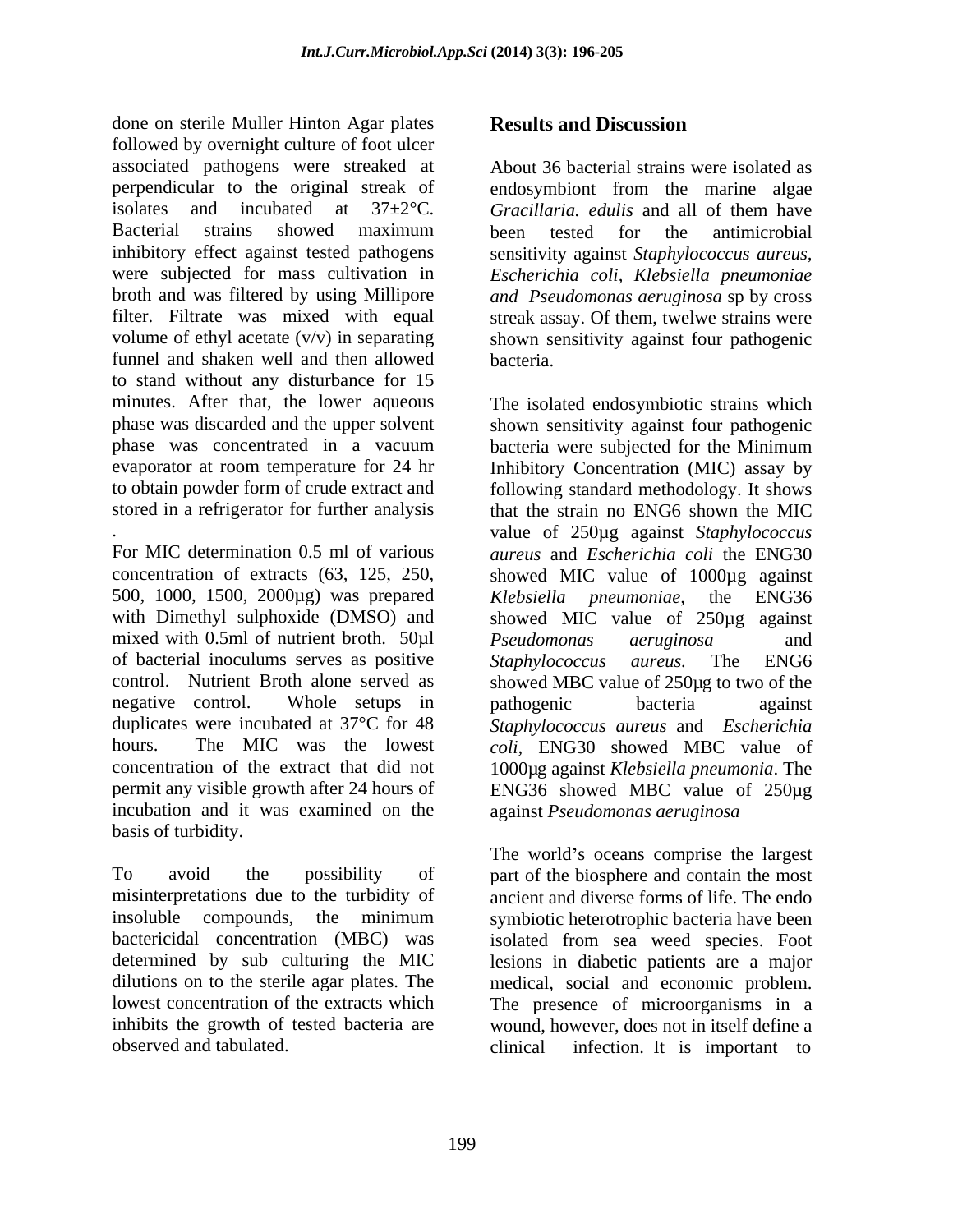done on sterile Muller Hinton Agar plates followed by overnight culture of foot ulcer associated pathogens were streaked at perpendicular to the original streak of isolates and incubated at 37±2°C. Bacterial strains showed maximum inhibitory effect against tested pathogens were subjected for mass cultivation in broth and was filtered by using Millipore filter. Filtrate was mixed with equal volume of ethyl acetate (v/v) in separating funnel and shaken well and then allowed to stand without any disturbance for 15 minutes. After that, the lower aqueous phase was discarded and the upper solvent phase was concentrated in a vacuum evaporator at room temperature for 24 hr to obtain powder form of crude extract and stored in a refrigerator for further analysis.

For MIC determination 0.5 ml of various concentration of extracts (63, 125, 250, 500, 1000, 1500, 2000µg) was prepared with Dimethyl sulphoxide (DMSO) and mixed with 0.5ml of nutrient broth. 50µl of bacterial inoculums serves as positive control. Nutrient Broth alone served as negative control. Whole setups in duplicates were incubated at 37°C for 48 hours. The MIC was the lowest concentration of the extract that did not permit any visible growth after 24 hours of incubation and it was examined on the basis of turbidity.

To avoid the possibility of misinterpretations due to the turbidity of insoluble compounds, the minimum bactericidal concentration (MBC) was determined by sub culturing the MIC dilutions on to the sterile agar plates. The lowest concentration of the extracts which inhibits the growth of tested bacteria are observed and tabulated.

## Results and Discussion

About 36 bacterial strains were isolated as endosymbiont from the marine algae *Gracillaria. edulis* and all of them have been tested for the antimicrobial sensitivity against *Staphylococcus aureus, Escherichia coli, Klebsiella pneumoniae and Pseudomonas aeruginosa* sp by cross streak assay. Of them, twelwe strains were shown sensitivity against four pathogenic bacteria.

The isolated endosymbiotic strains which shown sensitivity against four pathogenic bacteria were subjected for the Minimum Inhibitory Concentration (MIC) assay by following standard methodology. It shows that the strain no ENG6 shown the MIC value of 250µg against *Staphylococcus aureus* and *Escherichia coli* the ENG30 showed MIC value of 1000µg against *Klebsiella pneumoniae*, the ENG36 showed MIC value of 250µg against *Pseudomonas aeruginosa* and *Staphylococcus aureus.* The ENG6 showed MBC value of 250µg to two of the pathogenic bacteria against *Staphylococcus aureus* and *Escherichia coli*, ENG30 showed MBC value of 1000µg against *Klebsiella pneumonia*. The ENG36 showed MBC value of 250µg against *Pseudomonas aeruginosa*

The world's oceans comprise the largest part of the biosphere and contain the most ancient and diverse forms of life. The endo symbiotic heterotrophic bacteria have been isolated from sea weed species. Foot lesions in diabetic patients are a major medical, social and economic problem. The presence of microorganisms in a wound, however, does not in itself define a clinical infection. It is important to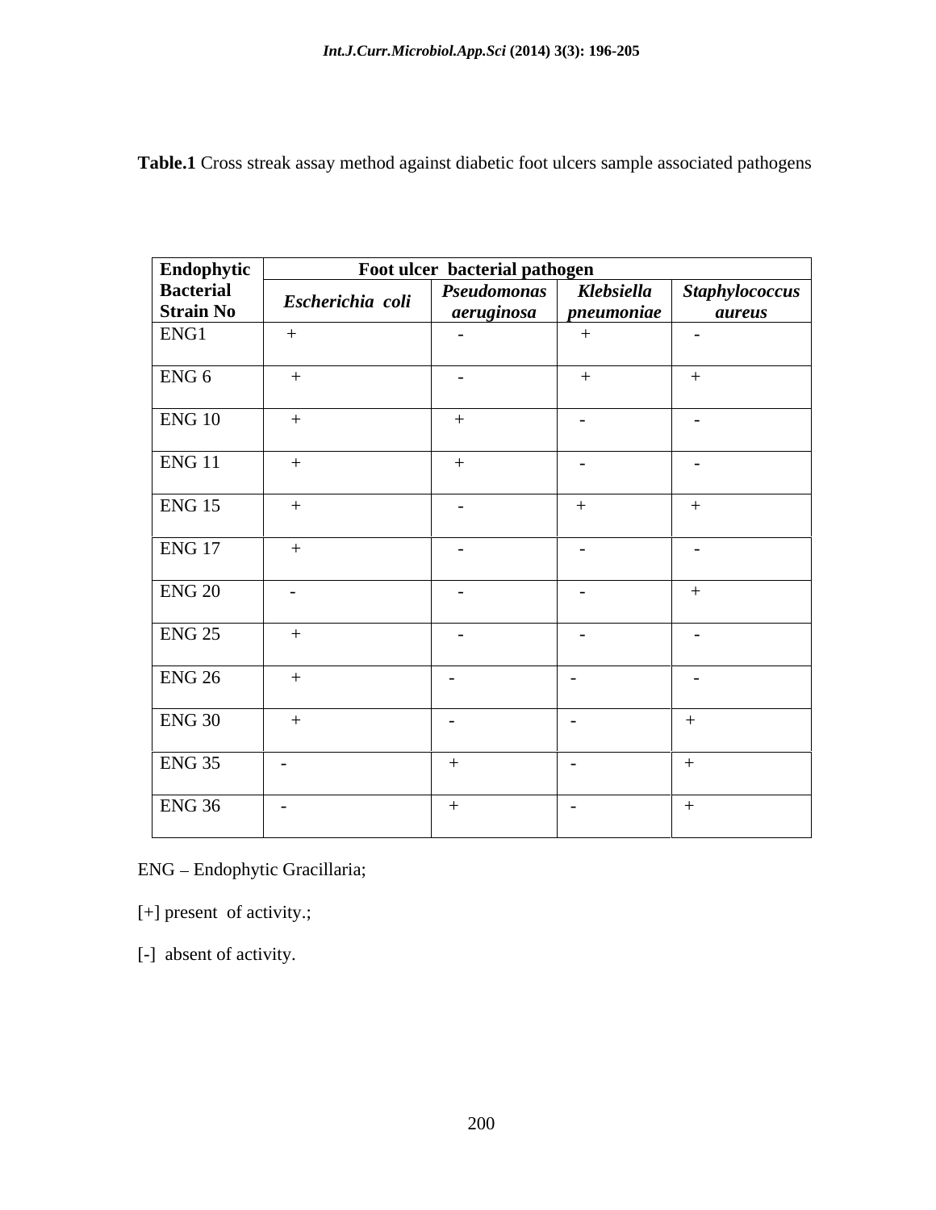**Table.1** Cross streak assay method against diabetic foot ulcers sample associated pathogens

| Endophytic Bacterial Strain No | Foot ulcer bacterial pathogen | | | |
|---|---|---|---|---|
| | *Escherichia coli* | *Pseudomonas aeruginosa* | *Klebsiella pneumoniae* | *Staphylococcus aureus* |
| ENG1 | + | - | + | - |
| ENG 6 | + | - | + | + |
| ENG 10 | + | + | - | - |
| ENG 11 | + | + | - | - |
| ENG 15 | + | - | + | + |
| ENG 17 | + | - | - | - |
| ENG 20 | - | - | - | + |
| ENG 25 | + | - | - | - |
| ENG 26 | + | - | - | - |
| ENG 30 | + | - | - | + |
| ENG 35 | - | + | - | + |
| ENG 36 | - | + | - | + |

ENG – Endophytic Gracillaria;

[+] present of activity.;

[-] absent of activity.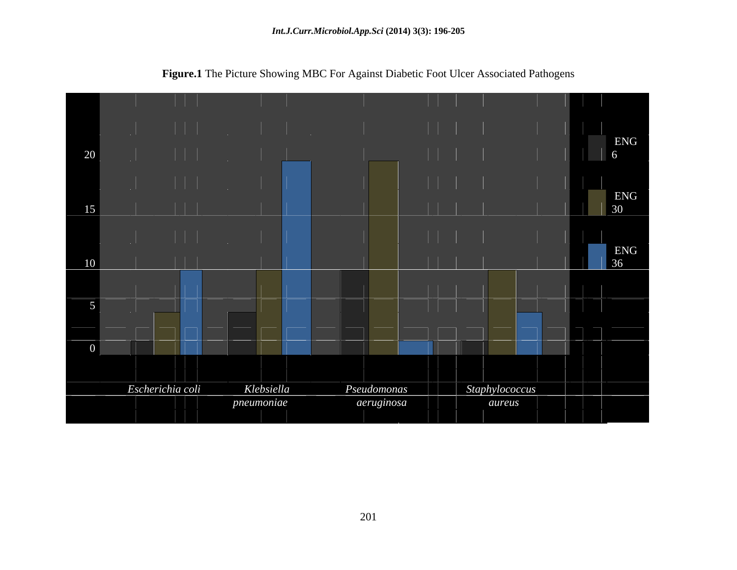**Figure.1** The Picture Showing MBC For Against Diabetic Foot Ulcer Associated Pathogens

20

15

10

5

0

*Escherichia coli* *Klebsiella pneumoniae* *Pseudomonas aeruginosa* *Staphylococcus aureus*

ENG 6

ENG 30

ENG 36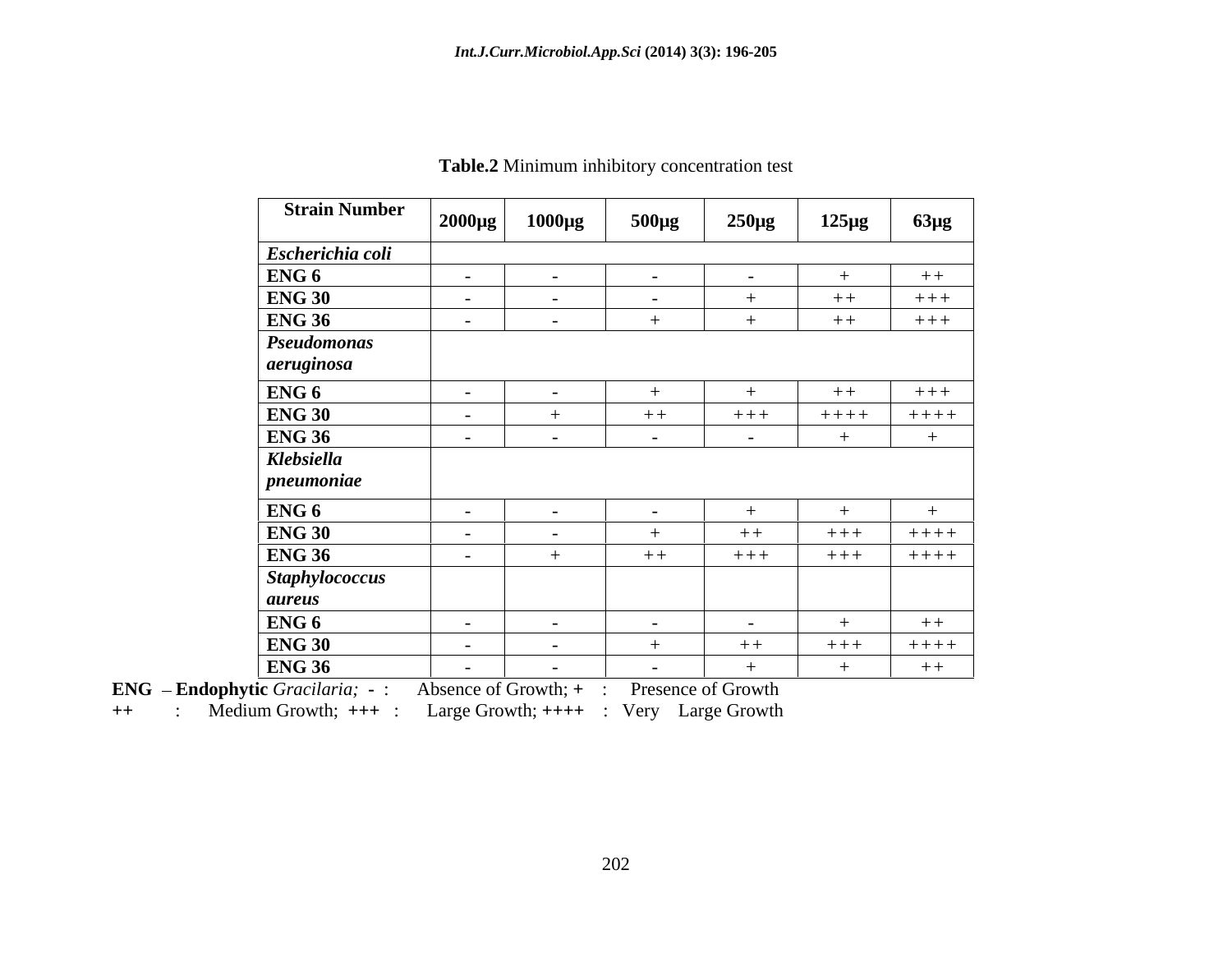**Table.2** Minimum inhibitory concentration test

| Strain Number | 2000µg | 1000µg | 500µg | 250µg | 125µg | 63µg |
|---|---|---|---|---|---|---|
| ***Escherichia coli*** | | | | | | |
| **ENG 6** | - | - | - | - | + | ++ |
| **ENG 30** | - | - | - | + | ++ | +++ |
| **ENG 36** | - | - | + | + | ++ | +++ |
| ***Pseudomonas aeruginosa*** | | | | | | |
| **ENG 6** | - | - | + | + | ++ | +++ |
| **ENG 30** | - | + | ++ | +++ | ++++ | ++++ |
| **ENG 36** | - | - | - | - | + | + |
| ***Klebsiella pneumoniae*** | | | | | | |
| **ENG 6** | - | - | - | + | + | + |
| **ENG 30** | - | - | + | ++ | +++ | ++++ |
| **ENG 36** | - | + | ++ | +++ | +++ | ++++ |
| ***Staphylococcus aureus*** | | | | | | |
| **ENG 6** | - | - | - | - | + | ++ |
| **ENG 30** | - | - | + | ++ | +++ | ++++ |
| **ENG 36** | - | - | - | + | + | ++ |

**ENG** – **Endophytic** *Gracilaria;* **-** : Absence of Growth; **+** : Presence of Growth
**++** : Medium Growth; **+++** : Large Growth; **++++** : Very Large Growth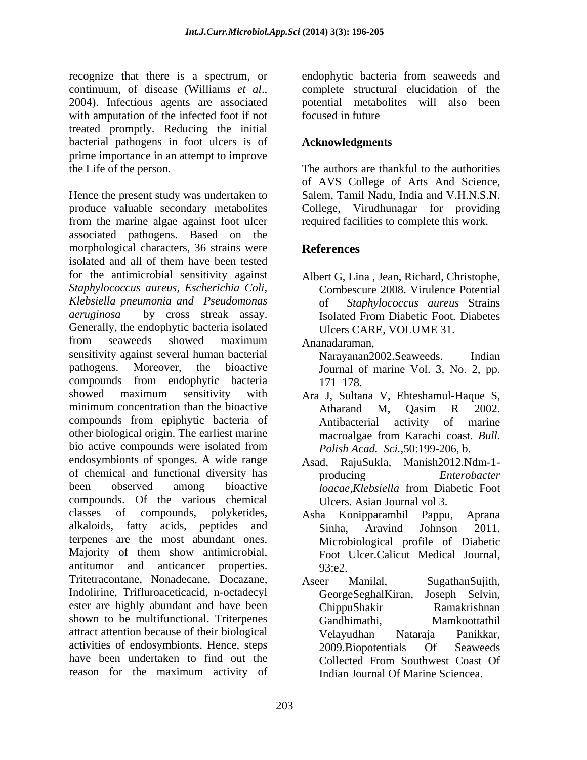recognize that there is a spectrum, or continuum, of disease (Williams *et al*., 2004). Infectious agents are associated with amputation of the infected foot if not treated promptly. Reducing the initial bacterial pathogens in foot ulcers is of prime importance in an attempt to improve the Life of the person.

Hence the present study was undertaken to produce valuable secondary metabolites from the marine algae against foot ulcer associated pathogens. Based on the morphological characters, 36 strains were isolated and all of them have been tested for the antimicrobial sensitivity against *Staphylococcus aureus, Escherichia Coli, Klebsiella pneumonia and Pseudomonas aeruginosa* by cross streak assay. Generally, the endophytic bacteria isolated from seaweeds showed maximum sensitivity against several human bacterial pathogens. Moreover, the bioactive compounds from endophytic bacteria showed maximum sensitivity with minimum concentration than the bioactive compounds from epiphytic bacteria of other biological origin. The earliest marine bio active compounds were isolated from endosymbionts of sponges. A wide range of chemical and functional diversity has been observed among bioactive compounds. Of the various chemical classes of compounds, polyketides, alkaloids, fatty acids, peptides and terpenes are the most abundant ones. Majority of them show antimicrobial, antitumor and anticancer properties. Tritetracontane, Nonadecane, Docazane, Indolirine, Trifluroaceticacid, n-octadecyl ester are highly abundant and have been shown to be multifunctional. Triterpenes attract attention because of their biological activities of endosymbionts. Hence, steps have been undertaken to find out the reason for the maximum activity of endophytic bacteria from seaweeds and complete structural elucidation of the potential metabolites will also been focused in future

## Acknowledgments

The authors are thankful to the authorities of AVS College of Arts And Science, Salem, Tamil Nadu, India and V.H.N.S.N. College, Virudhunagar for providing required facilities to complete this work.

## References

Albert G, Lina , Jean, Richard, Christophe, Combescure 2008. Virulence Potential of *Staphylococcus aureus* Strains Isolated From Diabetic Foot. Diabetes Ulcers CARE, VOLUME 31.

Ananadaraman, Narayanan2002.Seaweeds. Indian Journal of marine Vol. 3, No. 2, pp. 171–178.

Ara J, Sultana V, Ehteshamul-Haque S, Atharand M, Qasim R 2002. Antibacterial activity of marine macroalgae from Karachi coast. *Bull. Polish Acad. Sci.*,50:199-206, b.

Asad, RajuSukla, Manish2012.Ndm-1-producing *Enterobacter loacae,Klebsiella* from Diabetic Foot Ulcers. Asian Journal vol 3.

Asha Konipparambil Pappu, Aprana Sinha, Aravind Johnson 2011. Microbiological profile of Diabetic Foot Ulcer.Calicut Medical Journal, 93:e2.

Aseer Manilal, SugathanSujith, GeorgeSeghalKiran, Joseph Selvin, ChippuShakir Ramakrishnan Gandhimathi, Mamkoottathil Velayudhan Nataraja Panikkar, 2009.Biopotentials Of Seaweeds Collected From Southwest Coast Of Indian Journal Of Marine Sciencea.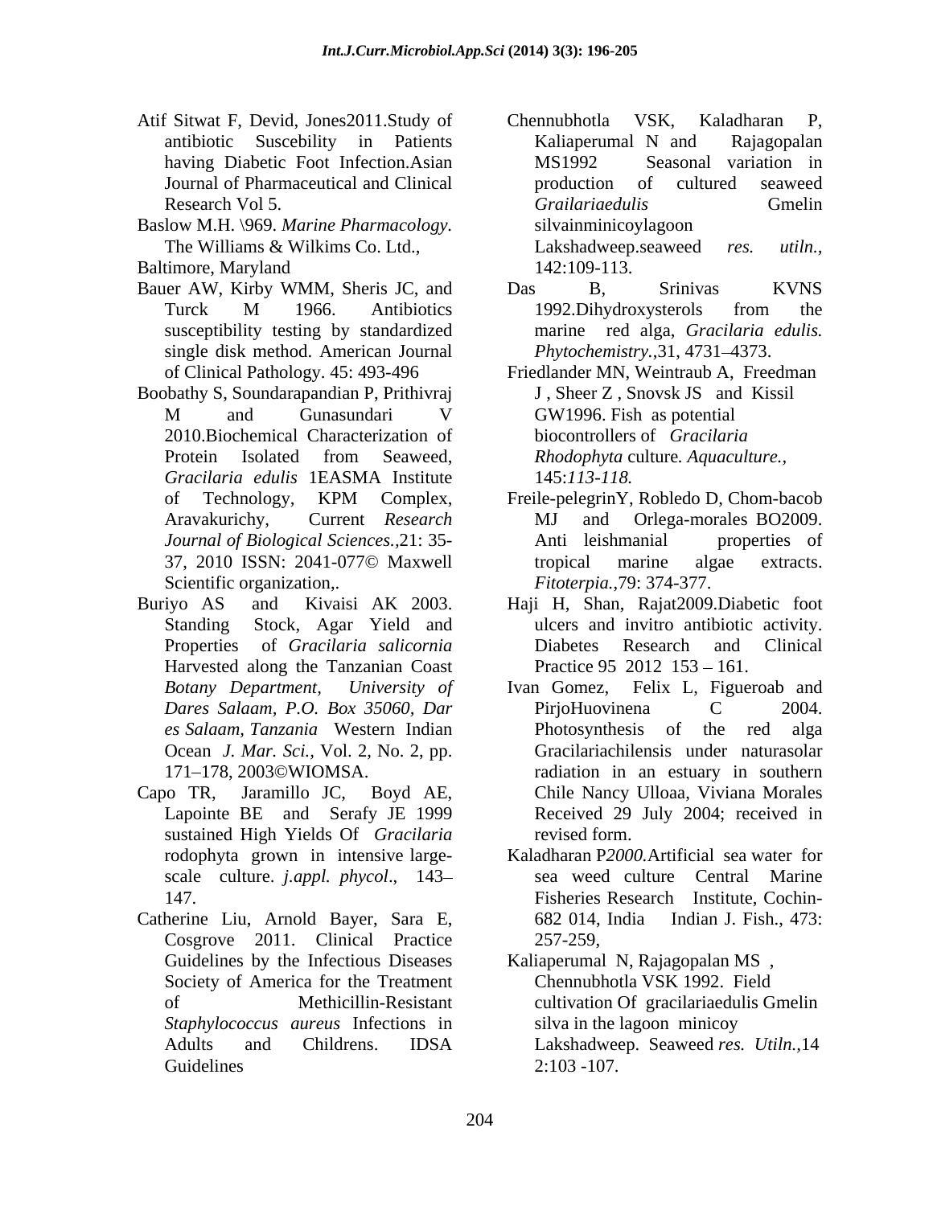Atif Sitwat F, Devid, Jones2011.Study of antibiotic Suscebility in Patients having Diabetic Foot Infection.Asian Journal of Pharmaceutical and Clinical Research Vol 5.

Baslow M.H. \969. *Marine Pharmacology.* The Williams & Wilkims Co. Ltd., Baltimore, Maryland

Bauer AW, Kirby WMM, Sheris JC, and Turck M 1966. Antibiotics susceptibility testing by standardized single disk method. American Journal of Clinical Pathology. 45: 493-496

Boobathy S, Soundarapandian P, Prithivraj M and Gunasundari V 2010.Biochemical Characterization of Protein Isolated from Seaweed, *Gracilaria edulis* 1EASMA Institute of Technology, KPM Complex, Aravakurichy, Current *Research Journal of Biological Sciences.*,21: 35-37, 2010 ISSN: 2041-077© Maxwell Scientific organization,.

Buriyo AS and Kivaisi AK 2003. Standing Stock, Agar Yield and Properties of *Gracilaria salicornia* Harvested along the Tanzanian Coast *Botany Department, University of Dares Salaam, P.O. Box 35060, Dar es Salaam, Tanzania* Western Indian Ocean *J. Mar. Sci.,* Vol. 2, No. 2, pp. 171–178, 2003©WIOMSA.

Capo TR, Jaramillo JC, Boyd AE, Lapointe BE and Serafy JE 1999 sustained High Yields Of *Gracilaria* rodophyta grown in intensive large-scale culture. *j.appl. phycol*., 143–147.

Catherine Liu, Arnold Bayer, Sara E, Cosgrove 2011. Clinical Practice Guidelines by the Infectious Diseases Society of America for the Treatment of Methicillin-Resistant *Staphylococcus aureus* Infections in Adults and Childrens. IDSA Guidelines

Chennubhotla VSK, Kaladharan P, Kaliaperumal N and Rajagopalan MS1992 Seasonal variation in production of cultured seaweed *Grailariaedulis* Gmelin silvainminicoylagoon Lakshadweep.seaweed *res. utiln.,* 142:109-113.

Das B, Srinivas KVNS 1992.Dihydroxysterols from the marine red alga, *Gracilaria edulis. Phytochemistry.*,31, 4731–4373.

Friedlander MN, Weintraub A, Freedman J , Sheer Z , Snovsk JS and Kissil GW1996. Fish as potential biocontrollers of *Gracilaria Rhodophyta* culture*. Aquaculture.,* 145:*113-118.*

Freile-pelegrinY, Robledo D, Chom-bacob MJ and Orlega-morales BO2009. Anti leishmanial properties of tropical marine algae extracts. *Fitoterpia.*,79: 374-377.

Haji H, Shan, Rajat2009.Diabetic foot ulcers and invitro antibiotic activity. Diabetes Research and Clinical Practice 95 2012 153 – 161.

Ivan Gomez, Felix L, Figueroab and PirjoHuovinena C 2004. Photosynthesis of the red alga Gracilariachilensis under naturasolar radiation in an estuary in southern Chile Nancy Ulloaa, Viviana Morales Received 29 July 2004; received in revised form.

Kaladharan P*2000.*Artificial sea water for sea weed culture Central Marine Fisheries Research Institute, Cochin-682 014, India Indian J. Fish., 473: 257-259,

Kaliaperumal N, Rajagopalan MS , Chennubhotla VSK 1992. Field cultivation Of gracilariaedulis Gmelin silva in the lagoon minicoy Lakshadweep. Seaweed *res. Utiln.*,142:103 -107.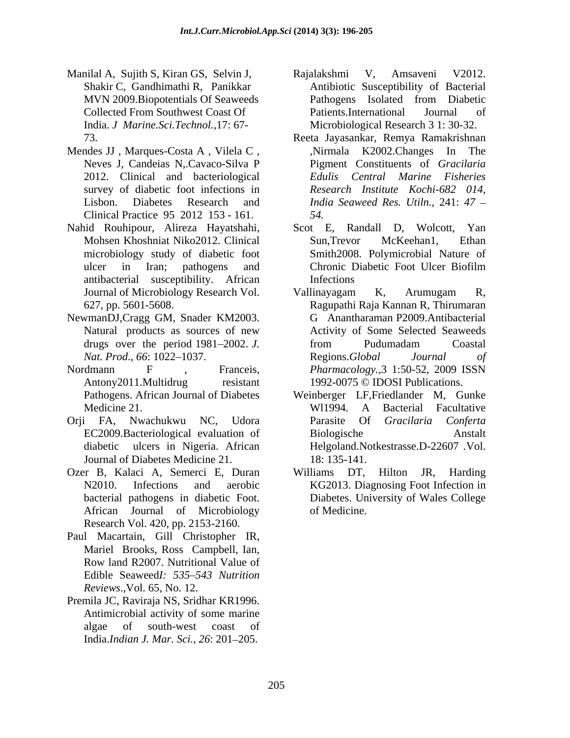Manilal A, Sujith S, Kiran GS, Selvin J, Shakir C, Gandhimathi R, Panikkar MVN 2009.Biopotentials Of Seaweeds Collected From Southwest Coast Of India. *J Marine.Sci.Technol.*,17: 67-73.

Mendes JJ , Marques-Costa A , Vilela C , Neves J, Candeias N,.Cavaco-Silva P 2012. Clinical and bacteriological survey of diabetic foot infections in Lisbon. Diabetes Research and Clinical Practice 95 2012 153 - 161.

Nahid Rouhipour, Alireza Hayatshahi, Mohsen Khoshniat Niko2012. Clinical microbiology study of diabetic foot ulcer in Iran; pathogens and antibacterial susceptibility. African Journal of Microbiology Research Vol. 627, pp. 5601-5608.

NewmanDJ,Cragg GM, Snader KM2003. Natural products as sources of new drugs over the period 1981–2002. *J. Nat. Prod.*, *66*: 1022–1037.

Nordmann F , Franceis, Antony2011.Multidrug resistant Pathogens. African Journal of Diabetes Medicine 21.

Orji FA, Nwachukwu NC, Udora EC2009.Bacteriological evaluation of diabetic ulcers in Nigeria. African Journal of Diabetes Medicine 21.

Ozer B, Kalaci A, Semerci E, Duran N2010. Infections and aerobic bacterial pathogens in diabetic Foot. African Journal of Microbiology Research Vol. 420, pp. 2153-2160.

Paul Macartain, Gill Christopher IR, Mariel Brooks, Ross Campbell, Ian, Row land R2007. Nutritional Value of Edible Seaweed*I: 535–543 Nutrition Reviews*.,Vol. 65, No. 12.

Premila JC, Raviraja NS, Sridhar KR1996. Antimicrobial activity of some marine algae of south-west coast of India.*Indian J. Mar. Sci.*, *26*: 201–205.

Rajalakshmi V, Amsaveni V2012. Antibiotic Susceptibility of Bacterial Pathogens Isolated from Diabetic Patients.International Journal of Microbiological Research 3 1: 30-32.

Reeta Jayasankar, Remya Ramakrishnan ,Nirmala K2002.Changes In The Pigment Constituents of *Gracilaria Edulis Central Marine Fisheries Research Institute Kochi-682 014, India Seaweed Res. Utiln.,* 241: *47 – 54.*

Scot E, Randall D, Wolcott, Yan Sun,Trevor McKeehan1, Ethan Smith2008. Polymicrobial Nature of Chronic Diabetic Foot Ulcer Biofilm Infections

Vallinayagam K, Arumugam R, Ragupathi Raja Kannan R, Thirumaran G Anantharaman P2009.Antibacterial Activity of Some Selected Seaweeds from Pudumadam Coastal Regions.*Global Journal of Pharmacology.*,3 1:50-52, 2009 ISSN 1992-0075 © IDOSI Publications.

Weinberger LF,Friedlander M, Gunke Wl1994. A Bacterial Facultative Parasite Of *Gracilaria Conferta* Biologische Anstalt Helgoland.Notkestrasse.D-22607 .Vol. 18: 135-141.

Williams DT, Hilton JR, Harding KG2013. Diagnosing Foot Infection in Diabetes. University of Wales College of Medicine.